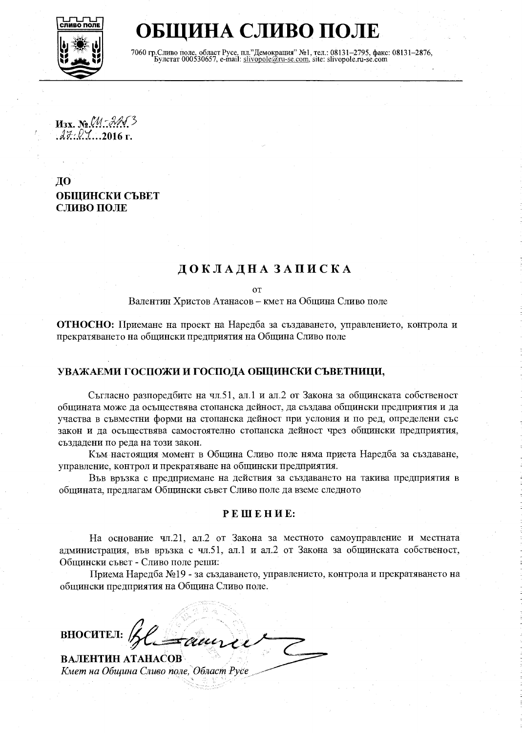# ОБЩИНА СЛИВО ПОЛЕ

7060 гр.Сливо поле, област Русе, пл."Демокрация" №1, тел.: 08131–2795, факс: 08131–2876, Булстат 000530657, e-mail: slivopole@ru-se.com, site: slivopole.ru-se.com

**Изх. №** СИ-2253
27.07.2016 г.

**ДО**
**ОБЩИНСКИ СЪВЕТ**
**СЛИВО ПОЛЕ**

## ДОКЛАДНА ЗАПИСКА

от

Валентин Христов Атанасов – кмет на Община Сливо поле

**ОТНОСНО:** Приемане на проект на Наредба за създаването, управлението, контрола и прекратяването на общински предприятия на Община Сливо поле

**УВАЖАЕМИ ГОСПОЖИ И ГОСПОДА ОБЩИНСКИ СЪВЕТНИЦИ,**

Съгласно разпоредбите на чл.51, ал.1 и ал.2 от Закона за общинската собственост общината може да осъществява стопанска дейност, да създава общински предприятия и да участва в съвместни форми на стопанска дейност при условия и по ред, определени със закон и да осъществява самостоятелно стопанска дейност чрез общински предприятия, създадени по реда на този закон.

Към настоящия момент в Община Сливо поле няма приета Наредба за създаване, управление, контрол и прекратяване на общински предприятия.

Във връзка с предприемане на действия за създаването на такива предприятия в общината, предлагам Общински съвет Сливо поле да вземе следното

**РЕШЕНИЕ:**

На основание чл.21, ал.2 от Закона за местното самоуправление и местната администрация, във връзка с чл.51, ал.1 и ал.2 от Закона за общинската собственост, Общински съвет - Сливо поле реши:

Приема Наредба №19 - за създаването, управлението, контрола и прекратяването на общински предприятия на Община Сливо поле.

**ВНОСИТЕЛ:**

**ВАЛЕНТИН АТАНАСОВ**
*Кмет на Община Сливо поле, Област Русе*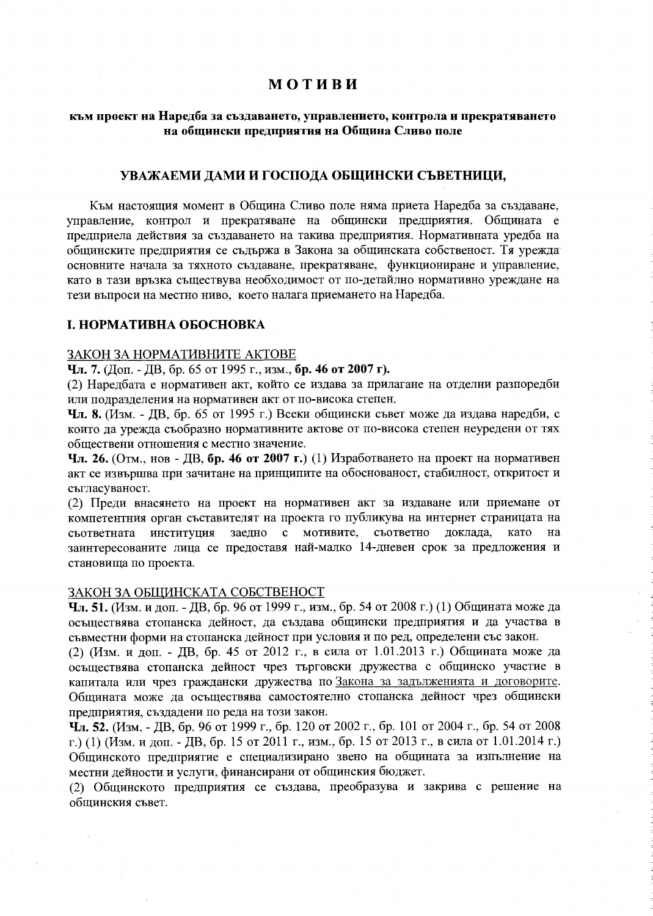# МОТИВИ

## към проект на Наредба за създаването, управлението, контрола и прекратяването на общински предприятия на Община Сливо поле

## УВАЖАЕМИ ДАМИ И ГОСПОДА ОБЩИНСКИ СЪВЕТНИЦИ,

Към настоящия момент в Община Сливо поле няма приета Наредба за създаване, управление, контрол и прекратяване на общински предприятия. Общината е предприела действия за създаването на такива предприятия. Нормативната уредба на общинските предприятия се съдържа в Закона за общинската собственост. Тя урежда основните начала за тяхното създаване, прекратяване, функциониране и управление, като в тази връзка съществува необходимост от по-детайлно нормативно уреждане на тези въпроси на местно ниво, което налага приемането на Наредба.

## I. НОРМАТИВНА ОБОСНОВКА

ЗАКОН ЗА НОРМАТИВНИТЕ АКТОВЕ

**Чл. 7.** (Доп. - ДВ, бр. 65 от 1995 г., изм., **бр. 46 от 2007 г)**.

(2) Наредбата е нормативен акт, който се издава за прилагане на отделни разпоредби или подразделения на нормативен акт от по-висока степен.

**Чл. 8.** (Изм. - ДВ, бр. 65 от 1995 г.) Всеки общински съвет може да издава наредби, с които да урежда съобразно нормативните актове от по-висока степен неуредени от тях обществени отношения с местно значение.

**Чл. 26.** (Отм., нов - ДВ, **бр. 46 от 2007 г.**) (1) Изработването на проект на нормативен акт се извършва при зачитане на принципите на обоснованост, стабилност, откритост и съгласуваност.

(2) Преди внасянето на проект на нормативен акт за издаване или приемане от компетентния орган съставителят на проекта го публикува на интернет страницата на съответната институция заедно с мотивите, съответно доклада, като на заинтересованите лица се предоставя най-малко 14-дневен срок за предложения и становища по проекта.

ЗАКОН ЗА ОБЩИНСКАТА СОБСТВЕНОСТ

**Чл. 51.** (Изм. и доп. - ДВ, бр. 96 от 1999 г., изм., бр. 54 от 2008 г.) (1) Общината може да осъществява стопанска дейност, да създава общински предприятия и да участва в съвместни форми на стопанска дейност при условия и по ред, определени със закон.

(2) (Изм. и доп. - ДВ, бр. 45 от 2012 г., в сила от 1.01.2013 г.) Общината може да осъществява стопанска дейност чрез търговски дружества с общинско участие в капитала или чрез граждански дружества по Закона за задълженията и договорите. Общината може да осъществява самостоятелно стопанска дейност чрез общински предприятия, създадени по реда на този закон.

**Чл. 52.** (Изм. - ДВ, бр. 96 от 1999 г., бр. 120 от 2002 г., бр. 101 от 2004 г., бр. 54 от 2008 г.) (1) (Изм. и доп. - ДВ, бр. 15 от 2011 г., изм., бр. 15 от 2013 г., в сила от 1.01.2014 г.) Общинското предприятие е специализирано звено на общината за изпълнение на местни дейности и услуги, финансирани от общинския бюджет.

(2) Общинското предприятия се създава, преобразува и закрива с решение на общинския съвет.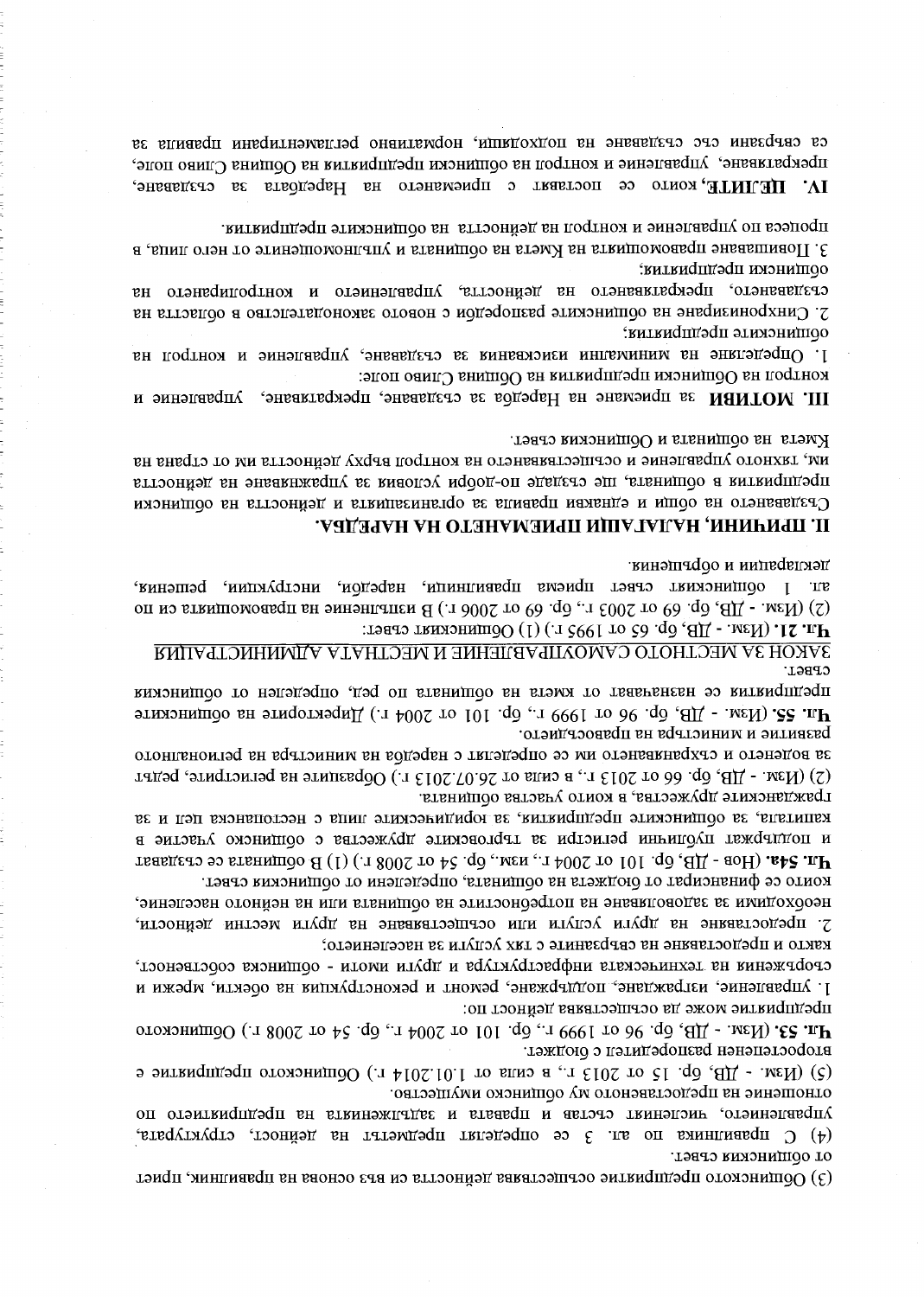(3) Общинското предприятие осъществява дейността си въз основа на правилник, приет от общинския съвет.

(4) С правилника по ал. 3 се определят предметът на дейност, структурата, управлението, численият състав и правата и задълженията на предприятието по отношение на предоставеното му общинско имущество.

(5) (Изм. - ДВ, бр. 15 от 2013 г., в сила от 1.01.2014 г.) Общинското предприятие е второстепенен разпоредител с бюджет.

**Чл. 53.** (Изм. - ДВ, бр. 96 от 1999 г., бр. 101 от 2004 г., бр. 54 от 2008 г.) Общинското предприятие може да осъществява дейност по:

1. управление, изграждане, поддържане, ремонт и реконструкция на обекти, мрежи и съоръжения на техническата инфраструктура и други имоти - общинска собственост, както и предоставяне на свързаните с тях услуги за населението;
2. предоставяне на други услуги или осъществяване на други местни дейности, необходими за задоволяване на потребностите на общината или на нейното население, които се финансират от бюджета на общината, определени от общинския съвет.

**Чл. 54а.** (Нов - ДВ, бр. 101 от 2004 г., изм., бр. 54 от 2008 г.) (1) В общината се създават и поддържат публични регистри за търговските дружества с общинско участие в капитала, за общинските предприятия, за юридическите лица с нестопанска цел и за гражданските дружества, в които участва общината.

(2) (Изм. - ДВ, бр. 66 от 2013 г., в сила от 26.07.2013 г.) Образците на регистрите, редът за водението и съхраняването им се определят с наредба на министъра на регионалното развитие и министъра на правосъдието.

**Чл. 55.** (Изм. - ДВ, бр. 96 от 1999 г., бр. 101 от 2004 г.) Директорите на общинските предприятия се назначават от кмета на общината по ред, определен от общинския съвет.

<u>ЗАКОН ЗА МЕСТНОТО САМОУПРАВЛЕНИЕ И МЕСТНАТА АДМИНИСТРАЦИЯ</u>

**Чл. 21.** (Изм. - ДВ, бр. 65 от 1995 г.) (1) Общинският съвет:

(2) (Изм. - ДВ, бр. 69 от 2003 г., бр. 69 от 2006 г.) В изпълнение на правомощията си по ал. 1 общинският съвет приема правилници, наредби, инструкции, решения, декларации и обръщения.

## II. ПРИЧИНИ, НАЛАГАЩИ ПРИЕМАНЕТО НА НАРЕДБА.

Създаването на общи и еднакви правила за организацията и дейността на общински предприятия в общината, ще създаде по-добри условия за упражняване на дейността им, тяхното управление и осъществяването на контрол върху дейността им от страна на Кмета на общината и Общинския съвет.

## III. МОТИВИ за приемане на Наредба за създаване, прекратяване, управление и контрол на Общински предприятия на Община Сливо поле:

1. Определяне на минимални изисквания за създаване, управление и контрол на общинските предприятия;
2. Синхронизиране на общинските разпоредби с новото законодателство в областта на създаването, прекратяването на дейността, управлението и контролирането на общински предприятия;
3. Повишаване правомощията на Кмета на общината и упълномощените от него лица, в процеса по управление и контрол на дейността на общинските предприятия.

## IV. ЦЕЛИТЕ, които се поставят с приемането на Наредбата за създаване, прекратяване, управление и контрол на общински предприятия на Община Сливо поле, са свързани със създаване на подходящи, нормативно регламентирани правила за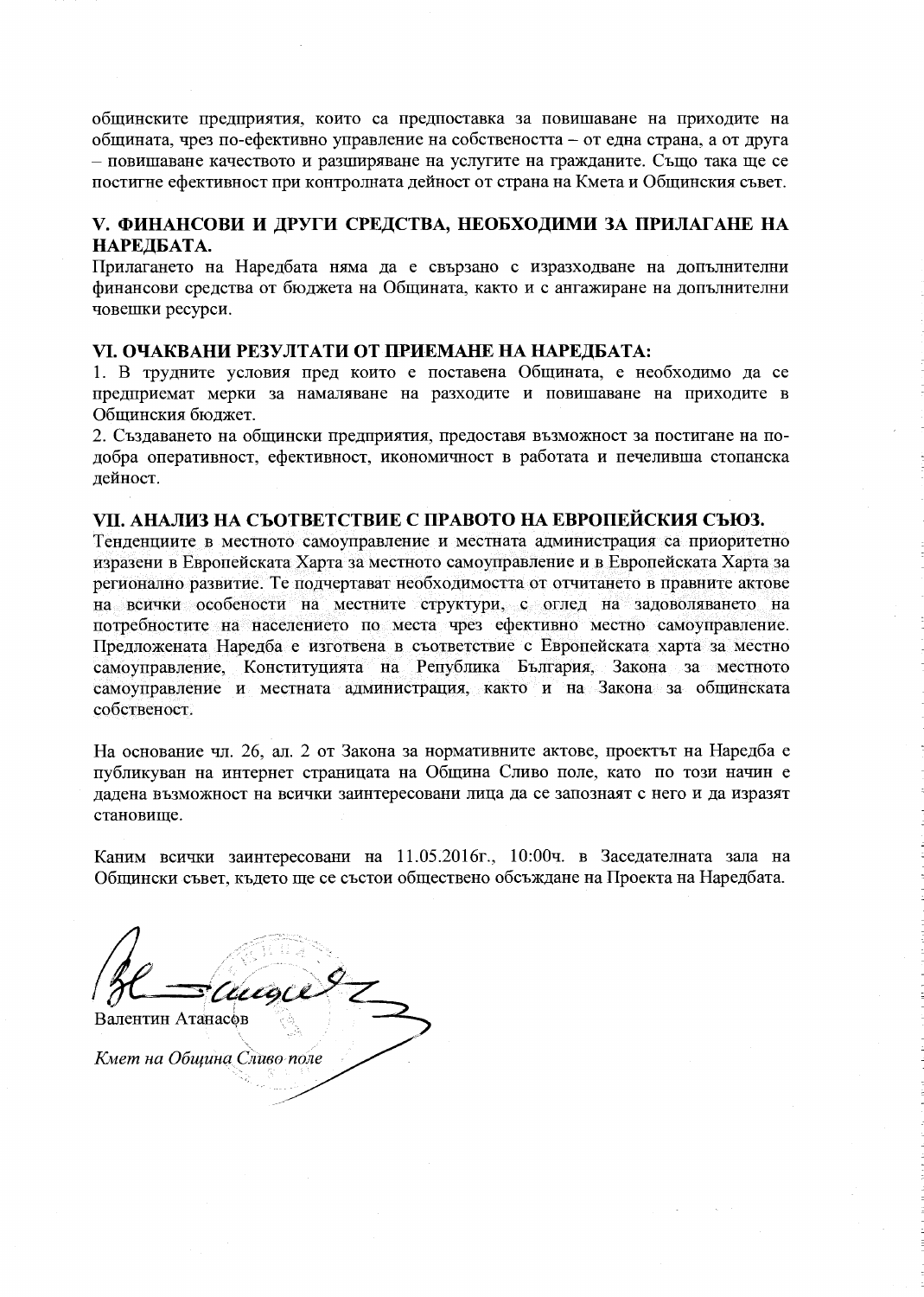общинските предприятия, които са предпоставка за повишаване на приходите на общината, чрез по-ефективно управление на собствеността – от една страна, а от друга – повишаване качеството и разширяване на услугите на гражданите. Също така ще се постигне ефективност при контролната дейност от страна на Кмета и Общинския съвет.

## V. ФИНАНСОВИ И ДРУГИ СРЕДСТВА, НЕОБХОДИМИ ЗА ПРИЛАГАНЕ НА НАРЕДБАТА.

Прилагането на Наредбата няма да е свързано с изразходване на допълнителни финансови средства от бюджета на Общината, както и с ангажиране на допълнителни човешки ресурси.

## VI. ОЧАКВАНИ РЕЗУЛТАТИ ОТ ПРИЕМАНЕ НА НАРЕДБАТА:

1. В трудните условия пред които е поставена Общината, е необходимо да се предприемат мерки за намаляване на разходите и повишаване на приходите в Общинския бюджет.
2. Създаването на общински предприятия, предоставя възможност за постигане на по-добра оперативност, ефективност, икономичност в работата и печеливша стопанска дейност.

## VII. АНАЛИЗ НА СЪОТВЕТСТВИЕ С ПРАВОТО НА ЕВРОПЕЙСКИЯ СЪЮЗ.

Тенденциите в местното самоуправление и местната администрация са приоритетно изразени в Европейската Харта за местното самоуправление и в Европейската Харта за регионално развитие. Те подчертават необходимостта от отчитането в правните актове на всички особености на местните структури, с оглед на задоволяването на потребностите на населението по места чрез ефективно местно самоуправление. Предложената Наредба е изготвена в съответствие с Европейската харта за местно самоуправление, Конституцията на Република България, Закона за местното самоуправление и местната администрация, както и на Закона за общинската собственост.

На основание чл. 26, ал. 2 от Закона за нормативните актове, проектът на Наредба е публикуван на интернет страницата на Община Сливо поле, като по този начин е дадена възможност на всички заинтересовани лица да се запознаят с него и да изразят становище.

Каним всички заинтересовани на 11.05.2016г., 10:00ч. в Заседателната зала на Общински съвет, където ще се състои обществено обсъждане на Проекта на Наредбата.

Валентин Атанасов

*Кмет на Община Сливо поле*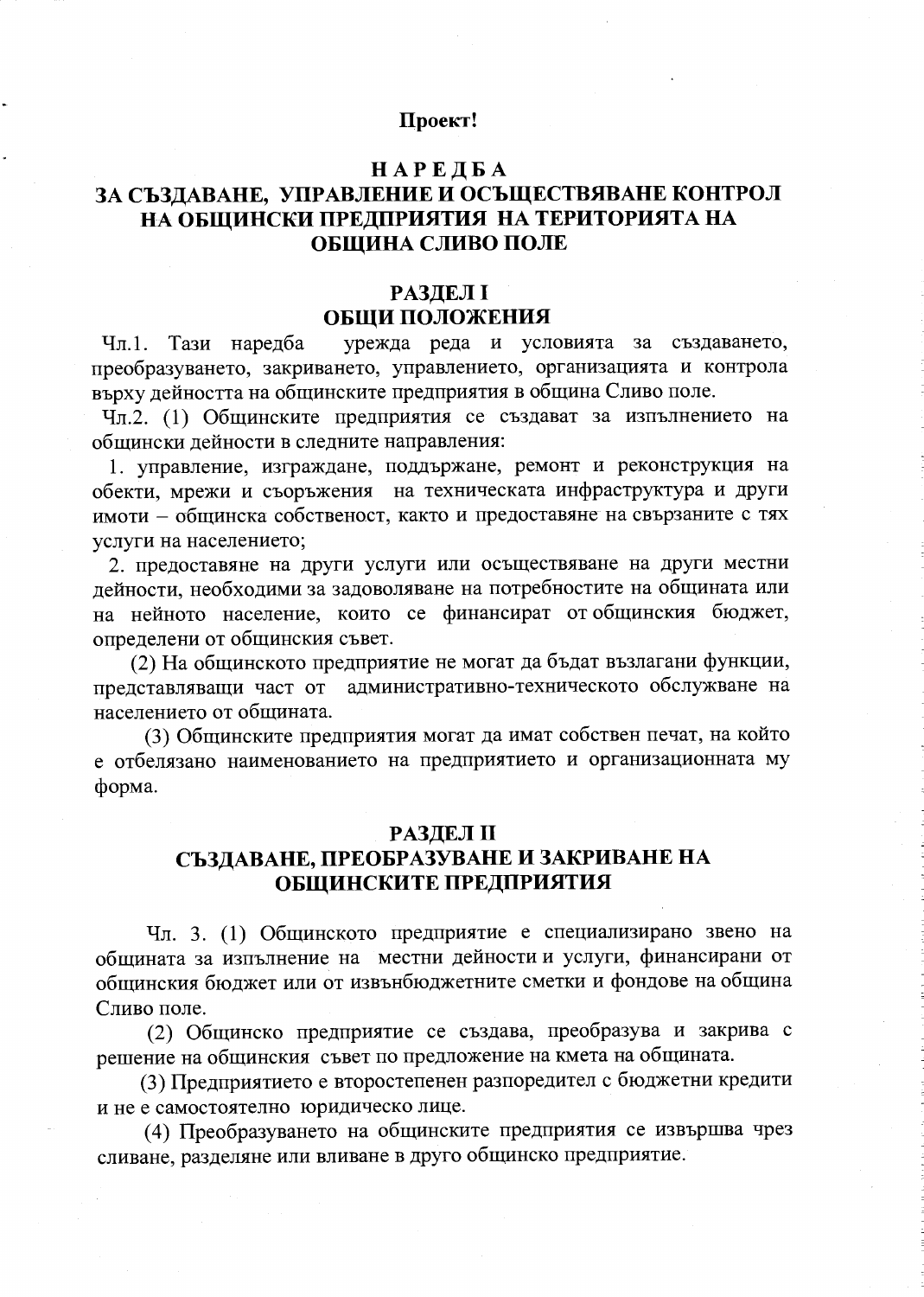**Проект!**

# НАРЕДБА
# ЗА СЪЗДАВАНЕ, УПРАВЛЕНИЕ И ОСЪЩЕСТВЯВАНЕ КОНТРОЛ НА ОБЩИНСКИ ПРЕДПРИЯТИЯ НА ТЕРИТОРИЯТА НА ОБЩИНА СЛИВО ПОЛЕ

## РАЗДЕЛ I
## ОБЩИ ПОЛОЖЕНИЯ

Чл.1. Тази наредба урежда реда и условията за създаването, преобразуването, закриването, управлението, организацията и контрола върху дейността на общинските предприятия в община Сливо поле.

Чл.2. (1) Общинските предприятия се създават за изпълнението на общински дейности в следните направления:

1. управление, изграждане, поддържане, ремонт и реконструкция на обекти, мрежи и съоръжения на техническата инфраструктура и други имоти – общинска собственост, както и предоставяне на свързаните с тях услуги на населението;
2. предоставяне на други услуги или осъществяване на други местни дейности, необходими за задоволяване на потребностите на общината или на нейното население, които се финансират от общинския бюджет, определени от общинския съвет.

(2) На общинското предприятие не могат да бъдат възлагани функции, представляващи част от административно-техническото обслужване на населението от общината.

(3) Общинските предприятия могат да имат собствен печат, на който е отбелязано наименованието на предприятието и организационната му форма.

## РАЗДЕЛ II
## СЪЗДАВАНЕ, ПРЕОБРАЗУВАНЕ И ЗАКРИВАНЕ НА ОБЩИНСКИТЕ ПРЕДПРИЯТИЯ

Чл. 3. (1) Общинското предприятие е специализирано звено на общината за изпълнение на местни дейности и услуги, финансирани от общинския бюджет или от извънбюджетните сметки и фондове на община Сливо поле.

(2) Общинско предприятие се създава, преобразува и закрива с решение на общинския съвет по предложение на кмета на общината.

(3) Предприятието е второстепенен разпоредител с бюджетни кредити и не е самостоятелно юридическо лице.

(4) Преобразуването на общинските предприятия се извършва чрез сливане, разделяне или вливане в друго общинско предприятие.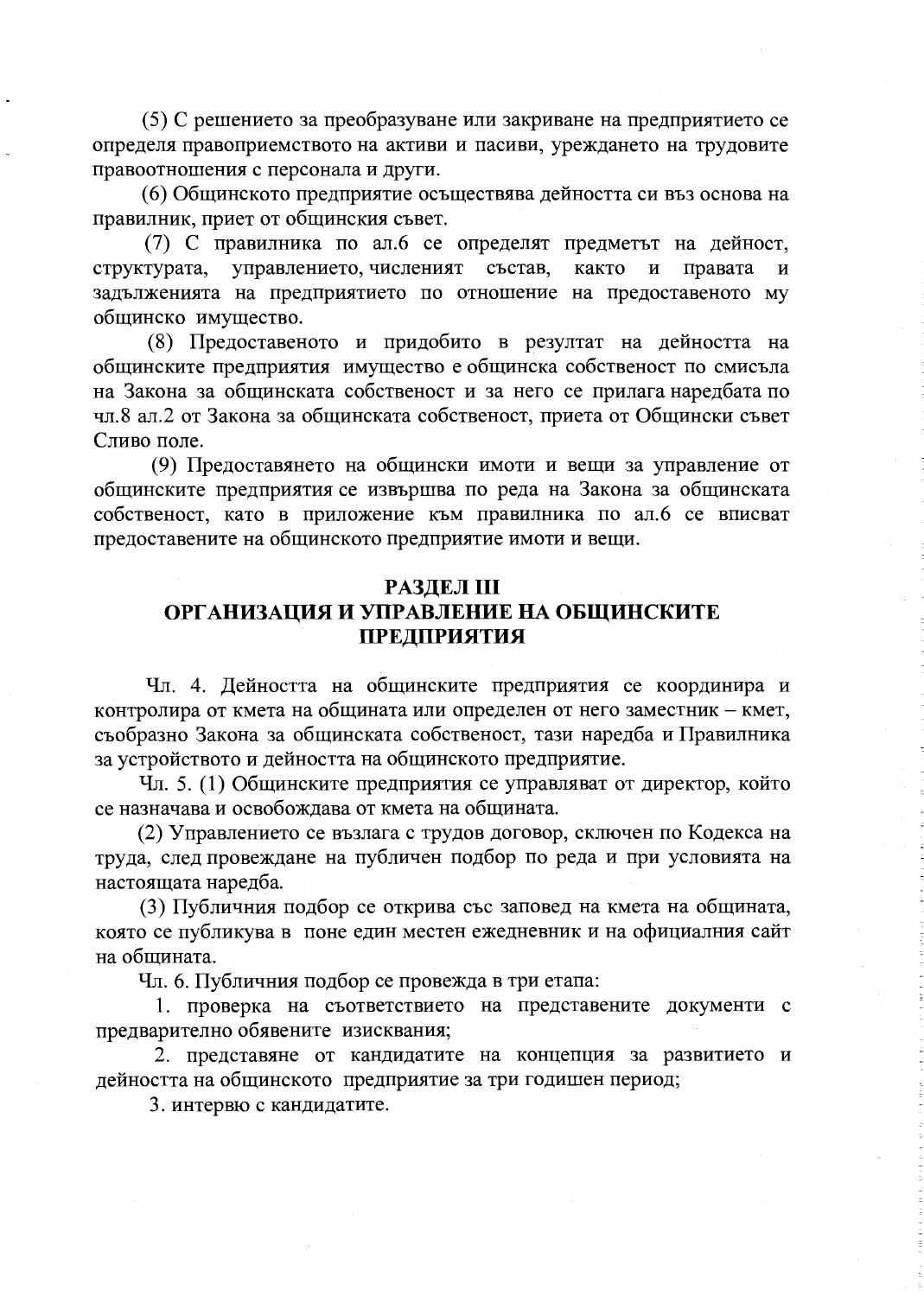(5) С решението за преобразуване или закриване на предприятието се определя правоприемството на активи и пасиви, уреждането на трудовите правоотношения с персонала и други.

(6) Общинското предприятие осъществява дейността си въз основа на правилник, приет от общинския съвет.

(7) С правилника по ал.6 се определят предметът на дейност, структурата, управлението, численият състав, както и правата и задълженията на предприятието по отношение на предоставеното му общинско имущество.

(8) Предоставеното и придобито в резултат на дейността на общинските предприятия имущество е общинска собственост по смисъла на Закона за общинската собственост и за него се прилага наредбата по чл.8 ал.2 от Закона за общинската собственост, приета от Общински съвет Сливо поле.

(9) Предоставянето на общински имоти и вещи за управление от общинските предприятия се извършва по реда на Закона за общинската собственост, като в приложение към правилника по ал.6 се вписват предоставените на общинското предприятие имоти и вещи.

## РАЗДЕЛ III
## ОРГАНИЗАЦИЯ И УПРАВЛЕНИЕ НА ОБЩИНСКИТЕ ПРЕДПРИЯТИЯ

Чл. 4. Дейността на общинските предприятия се координира и контролира от кмета на общината или определен от него заместник – кмет, съобразно Закона за общинската собственост, тази наредба и Правилника за устройството и дейността на общинското предприятие.

Чл. 5. (1) Общинските предприятия се управляват от директор, който се назначава и освобождава от кмета на общината.

(2) Управлението се възлага с трудов договор, сключен по Кодекса на труда, след провеждане на публичен подбор по реда и при условията на настоящата наредба.

(3) Публичния подбор се открива със заповед на кмета на общината, която се публикува в поне един местен ежедневник и на официалния сайт на общината.

Чл. 6. Публичния подбор се провежда в три етапа:

1. проверка на съответствието на представените документи с предварително обявените изисквания;
2. представяне от кандидатите на концепция за развитието и дейността на общинското предприятие за три годишен период;
3. интервю с кандидатите.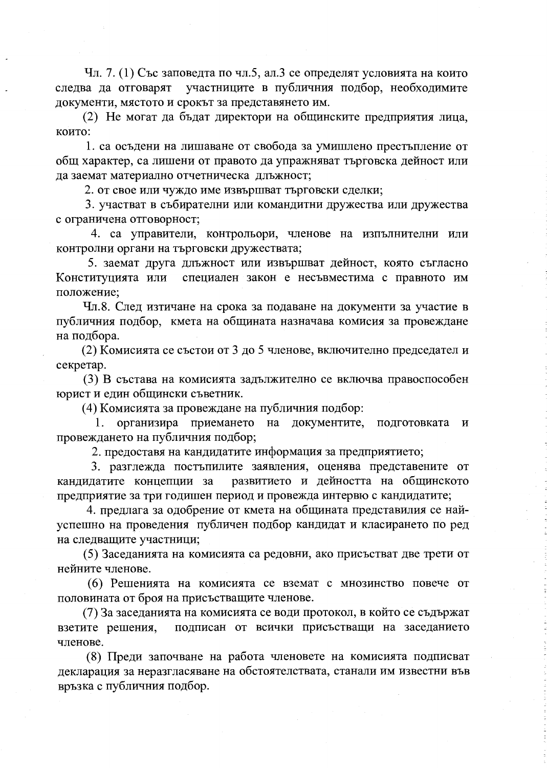Чл. 7. (1) Със заповедта по чл.5, ал.3 се определят условията на които следва да отговарят участниците в публичния подбор, необходимите документи, мястото и срокът за представянето им.

(2) Не могат да бъдат директори на общинските предприятия лица, които:

1. са осъдени на лишаване от свобода за умишлено престъпление от общ характер, са лишени от правото да упражняват търговска дейност или да заемат материално отчетническа длъжност;

2. от свое или чуждо име извършват търговски сделки;

3. участват в събирателни или командитни дружества или дружества с ограничена отговорност;

4. са управители, контрольори, членове на изпълнителни или контролни органи на търговски дружествата;

5. заемат друга длъжност или извършват дейност, която съгласно Конституцията или специален закон е несъвместима с правното им положение;

Чл.8. След изтичане на срока за подаване на документи за участие в публичния подбор, кмета на общината назначава комисия за провеждане на подбора.

(2) Комисията се състои от 3 до 5 членове, включително председател и секретар.

(3) В състава на комисията задължително се включва правоспособен юрист и един общински съветник.

(4) Комисията за провеждане на публичния подбор:

1. организира приемането на документите, подготовката и провеждането на публичния подбор;

2. предоставя на кандидатите информация за предприятието;

3. разглежда постъпилите заявления, оценява представените от кандидатите концепции за развитието и дейността на общинското предприятие за три годишен период и провежда интервю с кандидатите;

4. предлага за одобрение от кмета на общината представилия се най-успешно на проведения публичен подбор кандидат и класирането по ред на следващите участници;

(5) Заседанията на комисията са редовни, ако присъстват две трети от нейните членове.

(6) Решенията на комисията се вземат с мнозинство повече от половината от броя на присъстващите членове.

(7) За заседанията на комисията се води протокол, в който се съдържат взетите решения, подписан от всички присъстващи на заседанието членове.

(8) Преди започване на работа членовете на комисията подписват декларация за неразгласяване на обстоятелствата, станали им известни във връзка с публичния подбор.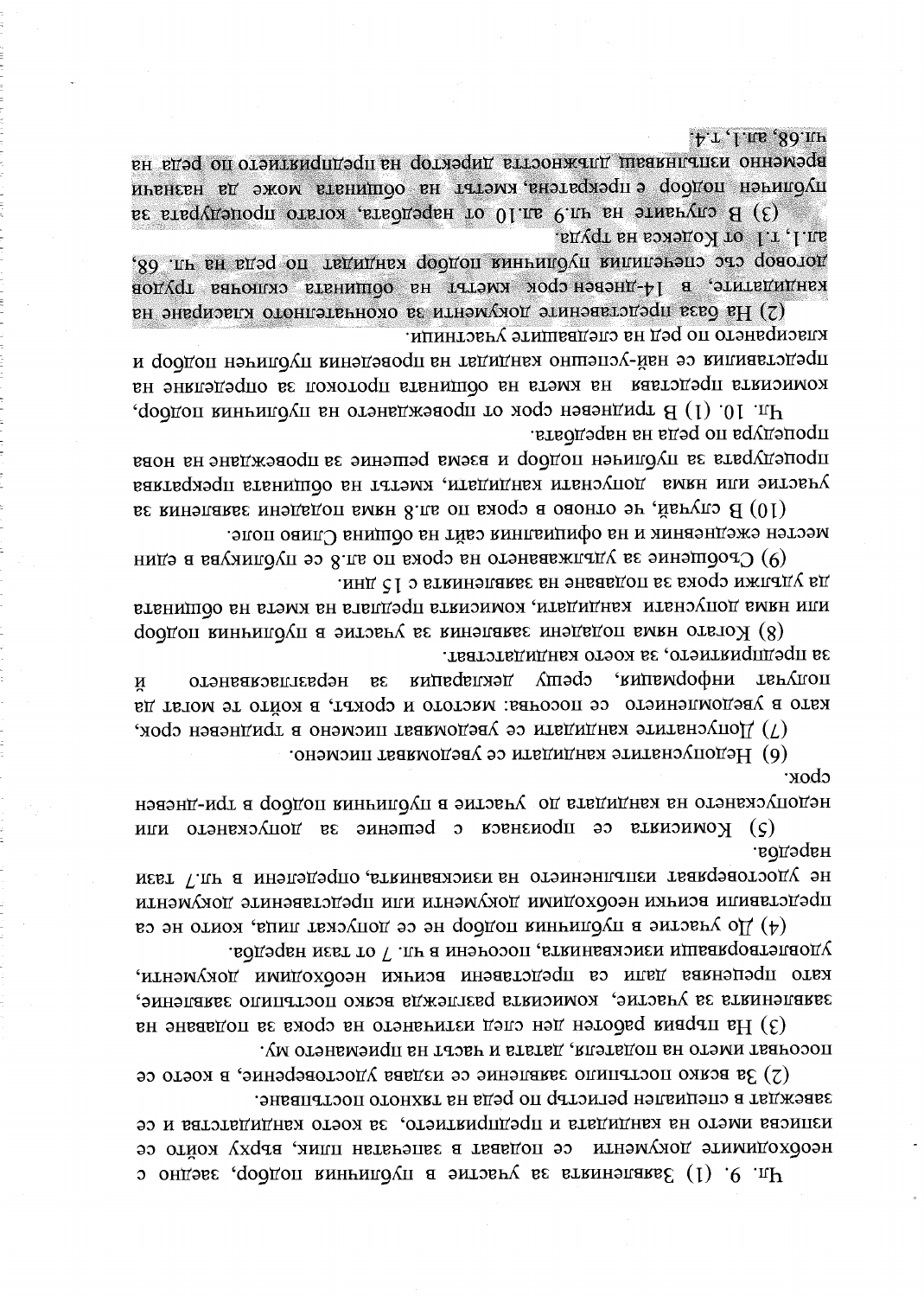Чл. 9. (1) Заявленията за участие в публичния подбор, заедно с необходимите документи се подават в запечатан плик, върху който се изписва името на кандидата и предприятието, за което кандидатства и се завеждат в специален регистър по реда на тяхното постъпване.

(2) За всяко постъпило заявление се издава удостоверение, в което се посочват името на подателя, датата и часът на приемането му.

(3) На първия работен ден след изтичането на срока за подаване на заявленията за участие, комисията разглежда всяко постъпило заявление, като преценява дали са представени всички необходими документи, удовлетворяващи изискванията, посочени в чл. 7 от тази наредба.

(4) До участие в публичния подбор не се допускат лица, които не са представили всички необходими документи или представените документи не удостоверяват изпълнението на изискванията, определени в чл.7 тази наредба.

(5) Комисията се произнася с решение за допускането или недопускането на кандидата до участие в публичния подбор в три-дневен срок.

(6) Недопуснатите кандидати се уведомяват писмено.

(7) Допуснатите кандидати се уведомяват писмено в тридневен срок, като в уведомлението се посочва: мястото и срокът, в който те могат да получат информация, срещу декларация за неразгласяването й за предприятието, за което кандидатстват.

(8) Когато няма подадени заявления за участие в публичния подбор или няма допуснати кандидати, комисията предлага на кмета на общината да удължи срока за подаване на заявленията с 15 дни.

(9) Съобщение за удължаването на срока по ал.8 се публикува в един местен ежедневник и на официалния сайт на община Сливо поле.

(10) В случай, че отново в срока по ал.8 няма подадени заявления за участие или няма допуснати кандидати, кметът на общината прекратява процедурата за публичен подбор и взема решение за провеждане на нова процедура по реда на наредбата.

Чл. 10. (1) В тридневен срок от провеждането на публичния подбор, комисията представя на кмета на общината протокол за определяне на представилия се най-успешно кандидат на проведения публичен подбор и класирането по ред на следващите участници.

(2) На база представените документи за окончателното класиране на кандидатите, в 14-дневен срок кметът на общината сключва трудов договор със спечелилия публичния подбор кандидат по реда на чл. 68, ал.1, т.1 от Кодекса на труда.

(3) В случаите на чл.9 ал.10 от наредбата, когато процедурата за публичен подбор е прекратена, кметът на общината може да назначи временно изпълняващ длъжността директор на предприятието по реда на чл.68, ал.1, т.4.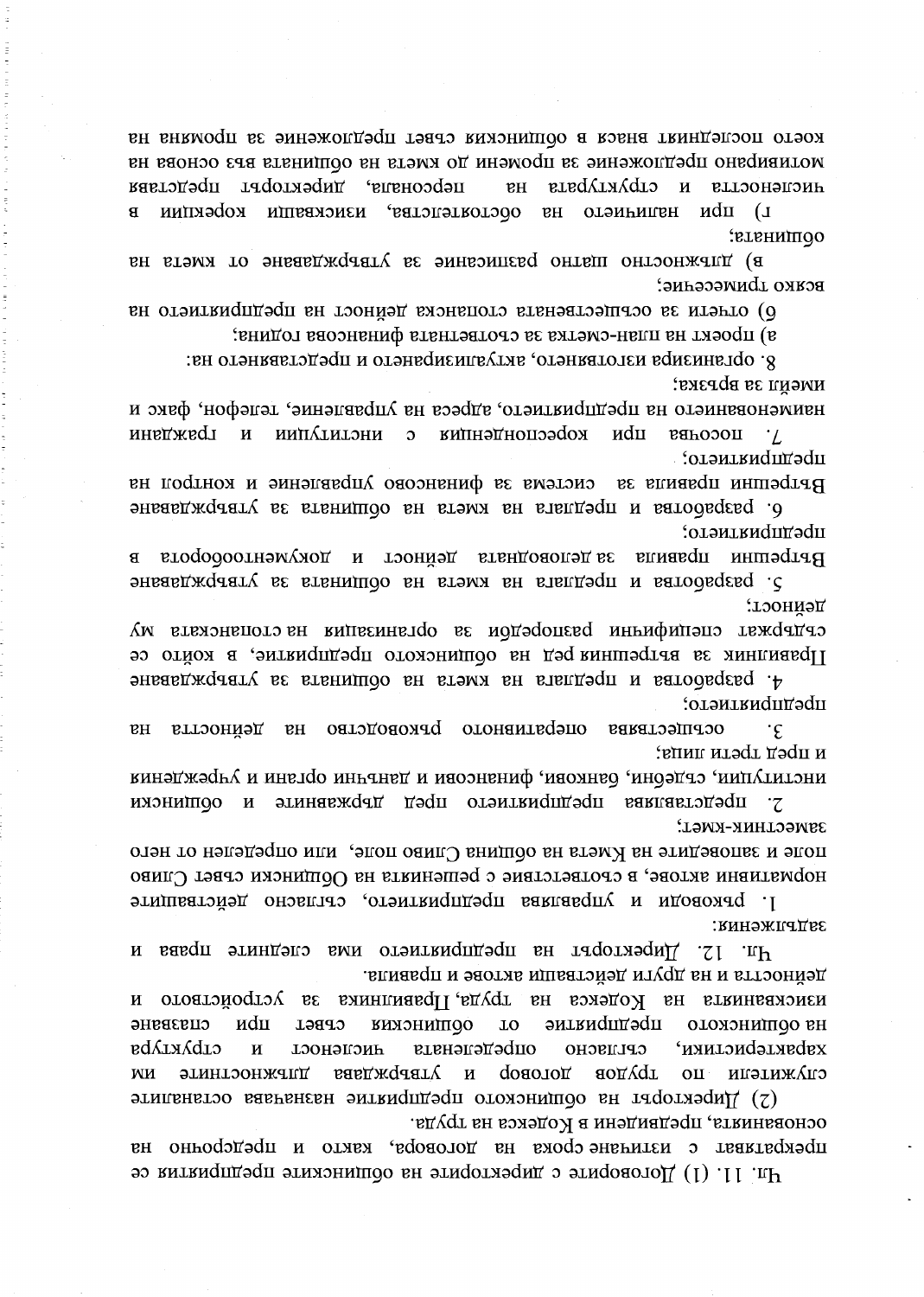Чл. 11. (1) Договорите с директорите на общинските предприятия се прекратяват с изтичане срока на договора, както и предсрочно на основанията, предвидени в Кодекса на труда.

(2) Директорът на общинското предприятие назначава останалите служители по трудов договор и утвърждава длъжностните им характеристики, съгласно определената численост и структура на общинското предприятие от общинския съвет при спазване изискванията на Кодекса на труда, Правилника за устройството и дейността и на други действащи актове и правила.

Чл. 12. Директорът на предприятието има следните права и задължения:

1. ръководи и управлява предприятието, съгласно действащите нормативни актове, в съответствие с решенията на Общински съвет Сливо поле и заповедите на Кмета на община Сливо поле, или определен от него заместник-кмет;

2. представлява предприятието пред държавните и общински институции, съдебни, банкови, финансови и данъчни органи и учреждения и пред трети лица;

3. осъществява оперативното ръководство на дейността на предприятието;

4. разработва и предлага на кмета на общината за утвърждаване Правилник за вътрешния ред на общинското предприятие, в който се съдържат специфични разпоредби за организация на стопанската му дейност;

5. разработва и предлага на кмета на общината за утвърждаване Вътрешни правила за деловодната дейност и документооборота в предприятието;

6. разработва и предлага на кмета на общината за утвърждаване Вътрешни правила за система за финансово управление и контрол на предприятието;

7. посочва при кореспонденция с институции и граждани наименованието на предприятието, адреса на управление, телефон, факс и имейл за връзка;

8. организира изготвянето, актуализирането и представянето на:

а) проект на план-сметка за съответната финансова година;

б) отчети за осъществената стопанска дейност на предприятието на всяко тримесечие;

в) длъжностно щатно разписание за утвърждаване от кмета на общината;

г) при наличието на обстоятелства, изискващи корекции в числеността и структурата на персонала, директорът представя мотивирано предложение за промени до кмета на общината въз основа на което последният внася в общинския съвет предложение за промяна на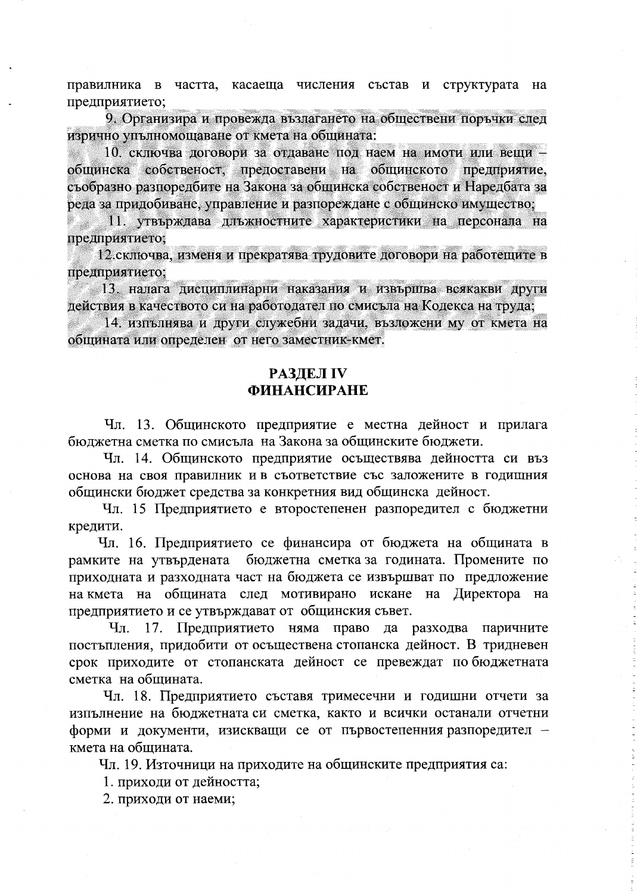правилника в частта, касаеща числения състав и структурата на предприятието;

9. Организира и провежда възлагането на обществени поръчки след изрично упълномощаване от кмета на общината:

10. сключва договори за отдаване под наем на имоти или вещи – общинска собственост, предоставени на общинското предприятие, съобразно разпоредбите на Закона за общинска собственост и Наредбата за реда за придобиване, управление и разпореждане с общинско имущество;

11. утвърждава длъжностните характеристики на персонала на предприятието;

12.сключва, изменя и прекратява трудовите договори на работещите в предприятието;

13. налага дисциплинарни наказания и извършва всякакви други действия в качеството си на работодател по смисъла на Кодекса на труда;

14. изпълнява и други служебни задачи, възложени му от кмета на общината или определен от него заместник-кмет.

## РАЗДЕЛ IV
## ФИНАНСИРАНЕ

Чл. 13. Общинското предприятие е местна дейност и прилага бюджетна сметка по смисъла на Закона за общинските бюджети.

Чл. 14. Общинското предприятие осъществява дейността си въз основа на своя правилник и в съответствие със заложените в годишния общински бюджет средства за конкретния вид общинска дейност.

Чл. 15 Предприятието е второстепенен разпоредител с бюджетни кредити.

Чл. 16. Предприятието се финансира от бюджета на общината в рамките на утвърдената бюджетна сметка за годината. Промените по приходната и разходната част на бюджета се извършват по предложение на кмета на общината след мотивирано искане на Директора на предприятието и се утвърждават от общинския съвет.

Чл. 17. Предприятието няма право да разходва паричните постъпления, придобити от осъществена стопанска дейност. В тридневен срок приходите от стопанската дейност се превеждат по бюджетната сметка на общината.

Чл. 18. Предприятието съставя тримесечни и годишни отчети за изпълнение на бюджетната си сметка, както и всички останали отчетни форми и документи, изискващи се от първостепенния разпоредител – кмета на общината.

Чл. 19. Източници на приходите на общинските предприятия са:

1. приходи от дейността;

2. приходи от наеми;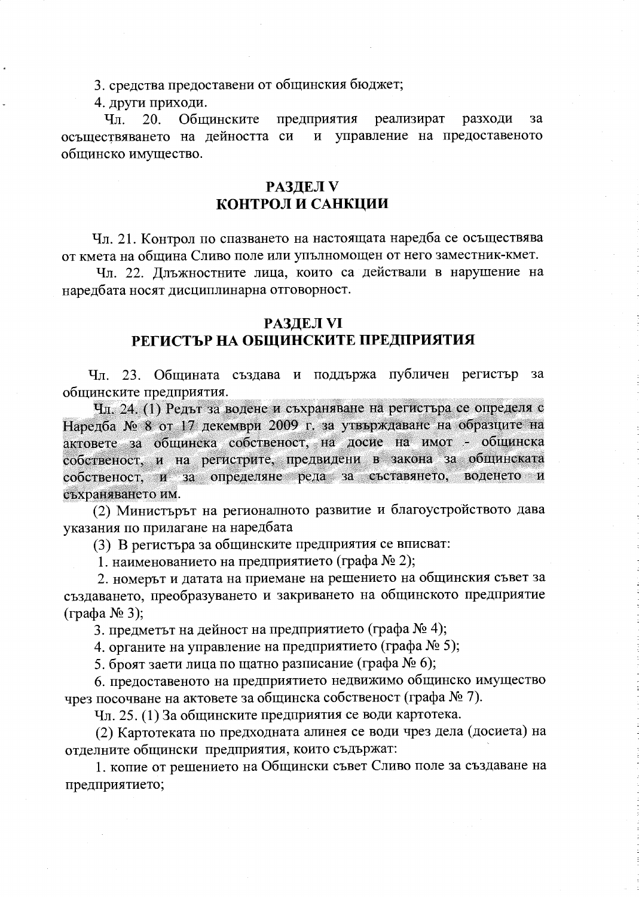3. средства предоставени от общинския бюджет;

4. други приходи.

Чл. 20. Общинските предприятия реализират разходи за осъществяването на дейността си и управление на предоставеното общинско имущество.

## РАЗДЕЛ V
## КОНТРОЛ И САНКЦИИ

Чл. 21. Контрол по спазването на настоящата наредба се осъществява от кмета на община Сливо поле или упълномощен от него заместник-кмет.

Чл. 22. Длъжностните лица, които са действали в нарушение на наредбата носят дисциплинарна отговорност.

## РАЗДЕЛ VI
## РЕГИСТЪР НА ОБЩИНСКИТЕ ПРЕДПРИЯТИЯ

Чл. 23. Общината създава и поддържа публичен регистър за общинските предприятия.

Чл. 24. (1) Редът за водене и съхраняване на регистъра се определя с Наредба № 8 от 17 декември 2009 г. за утвърждаване на образците на актовете за общинска собственост, на досие на имот - общинска собственост, и на регистрите, предвидени в закона за общинската собственост, и за определяне реда за съставянето, воденето и съхраняването им.

(2) Министърът на регионалното развитие и благоустройството дава указания по прилагане на наредбата

(3) В регистъра за общинските предприятия се вписват:

1. наименованието на предприятието (графа № 2);

2. номерът и датата на приемане на решението на общинския съвет за създаването, преобразуването и закриването на общинското предприятие (графа № 3);

3. предметът на дейност на предприятието (графа № 4);

4. органите на управление на предприятието (графа № 5);

5. броят заети лица по щатно разписание (графа № 6);

6. предоставеното на предприятието недвижимо общинско имущество чрез посочване на актовете за общинска собственост (графа № 7).

Чл. 25. (1) За общинските предприятия се води картотека.

(2) Картотеката по предходната алинея се води чрез дела (досиета) на отделните общински предприятия, които съдържат:

1. копие от решението на Общински съвет Сливо поле за създаване на предприятието;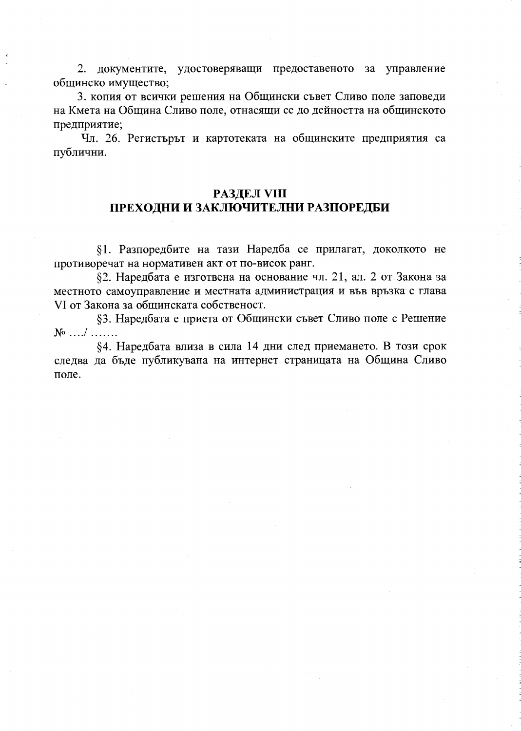2. документите, удостоверяващи предоставеното за управление общинско имущество;

3. копия от всички решения на Общински съвет Сливо поле заповеди на Кмета на Община Сливо поле, отнасящи се до дейността на общинското предприятие;

Чл. 26. Регистърът и картотеката на общинските предприятия са публични.

## РАЗДЕЛ VIII
## ПРЕХОДНИ И ЗАКЛЮЧИТЕЛНИ РАЗПОРЕДБИ

§1. Разпоредбите на тази Наредба се прилагат, доколкото не противоречат на нормативен акт от по-висок ранг.

§2. Наредбата е изготвена на основание чл. 21, ал. 2 от Закона за местното самоуправление и местната администрация и във връзка с глава VI от Закона за общинската собственост.

§3. Наредбата е приета от Общински съвет Сливо поле с Решение № …./ …….

§4. Наредбата влиза в сила 14 дни след приемането. В този срок следва да бъде публикувана на интернет страницата на Община Сливо поле.